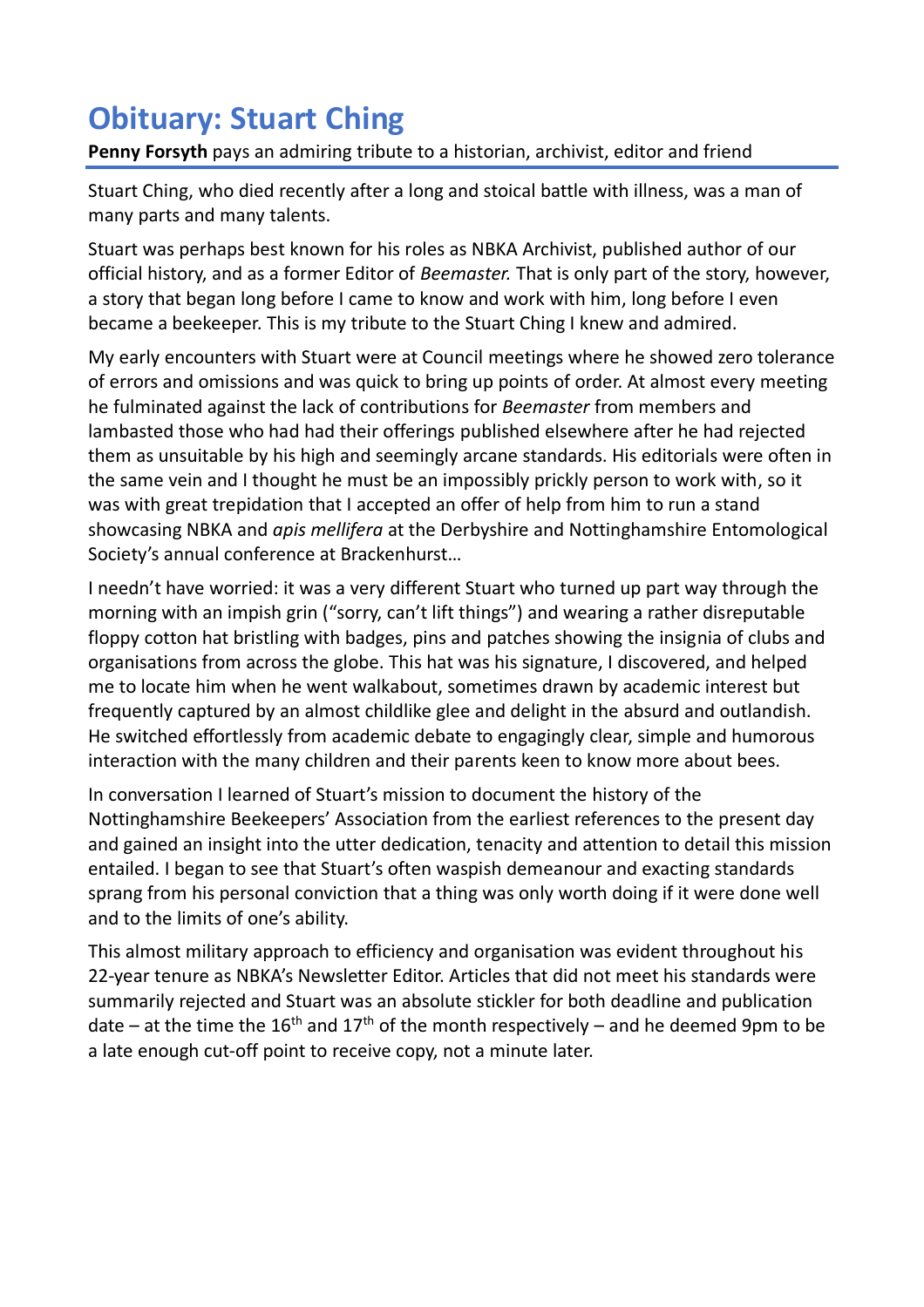# Obituary: Stuart Ching

**Penny Forsyth** pays an admiring tribute to a historian, archivist, editor and friend

Stuart Ching, who died recently after a long and stoical battle with illness, was a man of many parts and many talents.

Stuart was perhaps best known for his roles as NBKA Archivist, published author of our official history, and as a former Editor of *Beemaster.* That is only part of the story, however, a story that began long before I came to know and work with him, long before I even became a beekeeper. This is my tribute to the Stuart Ching I knew and admired.

My early encounters with Stuart were at Council meetings where he showed zero tolerance of errors and omissions and was quick to bring up points of order. At almost every meeting he fulminated against the lack of contributions for *Beemaster* from members and lambasted those who had had their offerings published elsewhere after he had rejected them as unsuitable by his high and seemingly arcane standards. His editorials were often in the same vein and I thought he must be an impossibly prickly person to work with, so it was with great trepidation that I accepted an offer of help from him to run a stand showcasing NBKA and *apis mellifera* at the Derbyshire and Nottinghamshire Entomological Society's annual conference at Brackenhurst…

I needn't have worried: it was a very different Stuart who turned up part way through the morning with an impish grin ("sorry, can't lift things") and wearing a rather disreputable floppy cotton hat bristling with badges, pins and patches showing the insignia of clubs and organisations from across the globe. This hat was his signature, I discovered, and helped me to locate him when he went walkabout, sometimes drawn by academic interest but frequently captured by an almost childlike glee and delight in the absurd and outlandish. He switched effortlessly from academic debate to engagingly clear, simple and humorous interaction with the many children and their parents keen to know more about bees.

In conversation I learned of Stuart's mission to document the history of the Nottinghamshire Beekeepers' Association from the earliest references to the present day and gained an insight into the utter dedication, tenacity and attention to detail this mission entailed. I began to see that Stuart's often waspish demeanour and exacting standards sprang from his personal conviction that a thing was only worth doing if it were done well and to the limits of one's ability.

This almost military approach to efficiency and organisation was evident throughout his 22-year tenure as NBKA's Newsletter Editor. Articles that did not meet his standards were summarily rejected and Stuart was an absolute stickler for both deadline and publication date – at the time the 16th and 17th of the month respectively – and he deemed 9pm to be a late enough cut-off point to receive copy, not a minute later.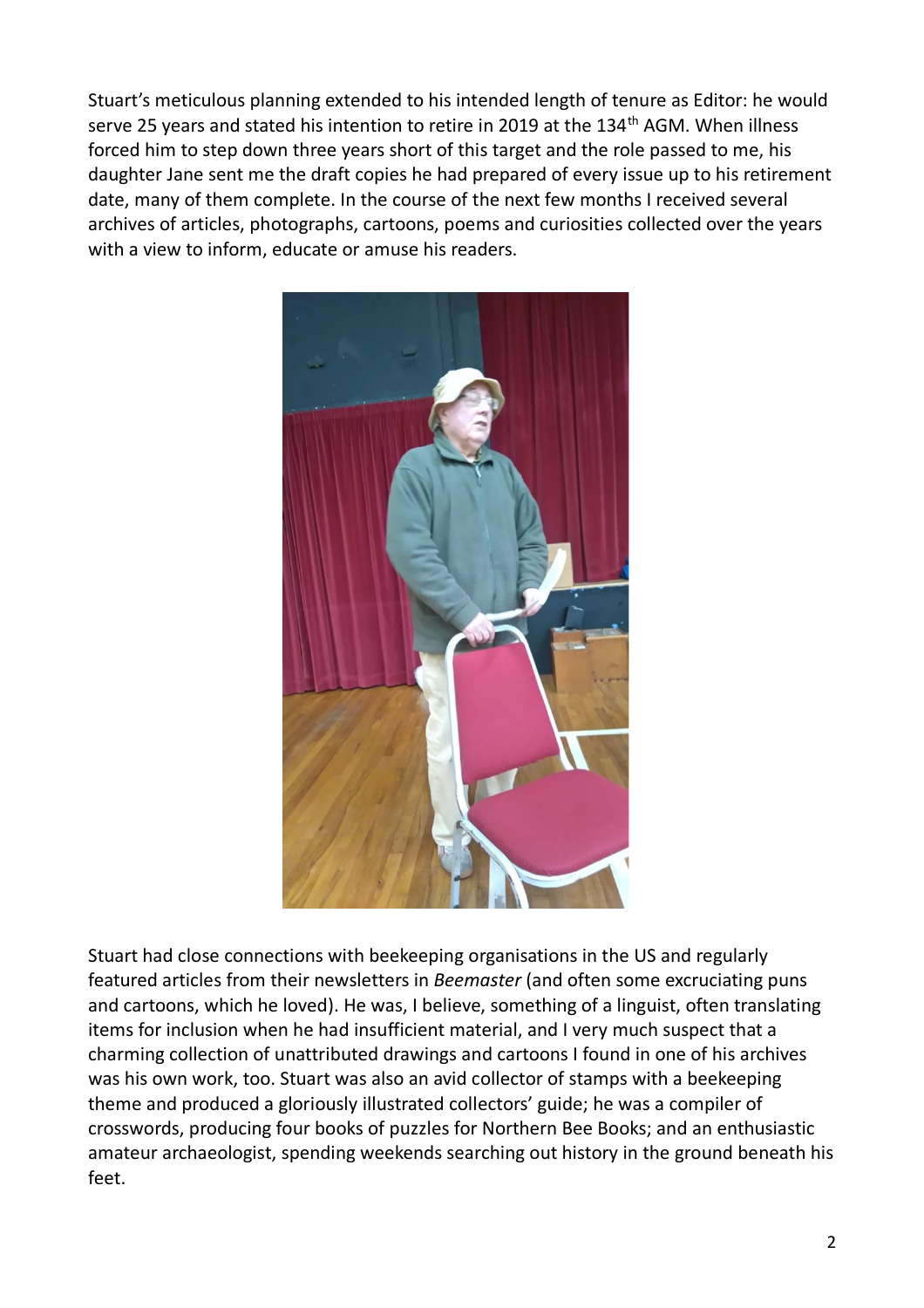Stuart's meticulous planning extended to his intended length of tenure as Editor: he would serve 25 years and stated his intention to retire in 2019 at the 134th AGM. When illness forced him to step down three years short of this target and the role passed to me, his daughter Jane sent me the draft copies he had prepared of every issue up to his retirement date, many of them complete. In the course of the next few months I received several archives of articles, photographs, cartoons, poems and curiosities collected over the years with a view to inform, educate or amuse his readers.

Stuart had close connections with beekeeping organisations in the US and regularly featured articles from their newsletters in *Beemaster* (and often some excruciating puns and cartoons, which he loved). He was, I believe, something of a linguist, often translating items for inclusion when he had insufficient material, and I very much suspect that a charming collection of unattributed drawings and cartoons I found in one of his archives was his own work, too. Stuart was also an avid collector of stamps with a beekeeping theme and produced a gloriously illustrated collectors' guide; he was a compiler of crosswords, producing four books of puzzles for Northern Bee Books; and an enthusiastic amateur archaeologist, spending weekends searching out history in the ground beneath his feet.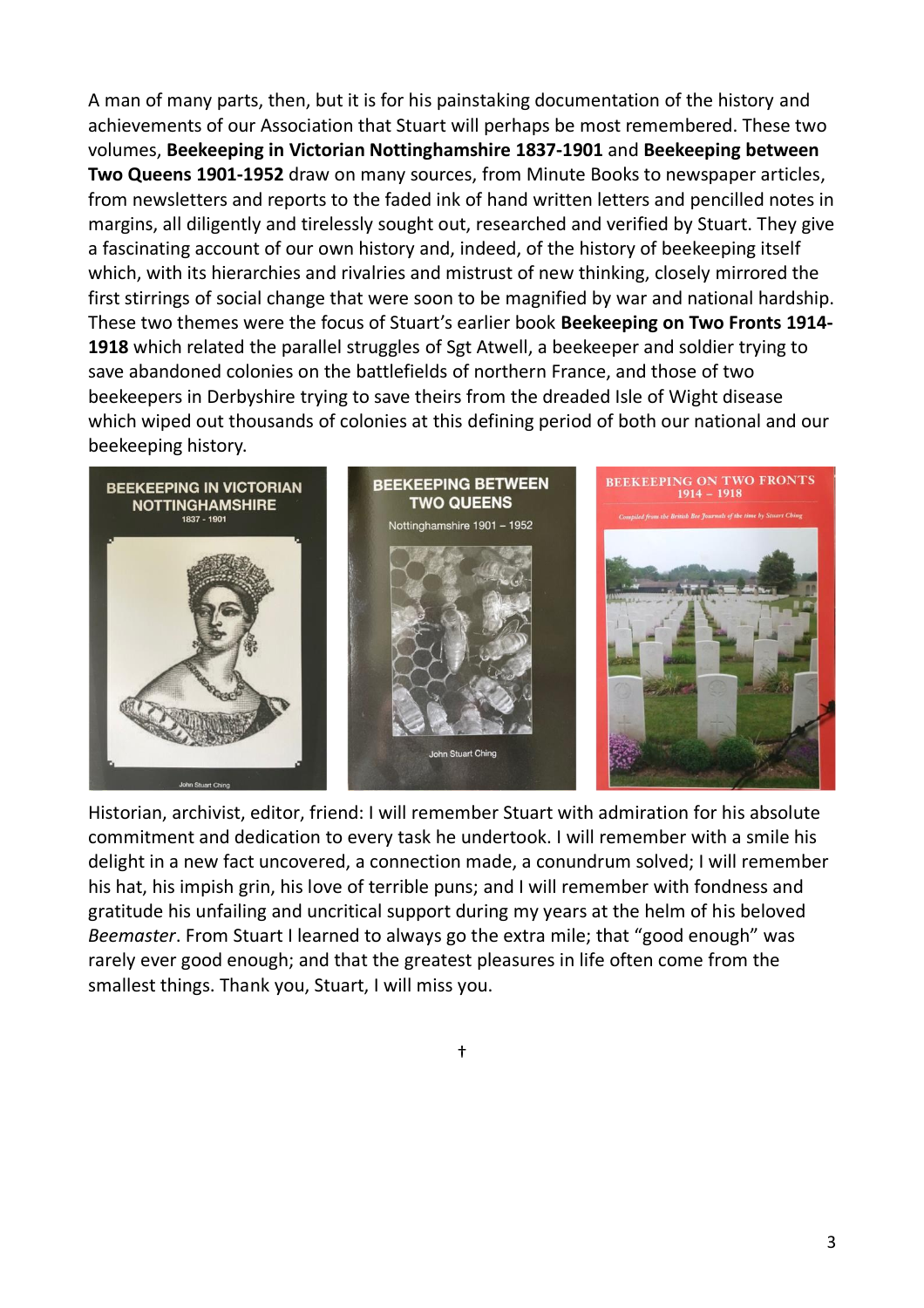A man of many parts, then, but it is for his painstaking documentation of the history and achievements of our Association that Stuart will perhaps be most remembered. These two volumes, **Beekeeping in Victorian Nottinghamshire 1837-1901** and **Beekeeping between Two Queens 1901-1952** draw on many sources, from Minute Books to newspaper articles, from newsletters and reports to the faded ink of hand written letters and pencilled notes in margins, all diligently and tirelessly sought out, researched and verified by Stuart. They give a fascinating account of our own history and, indeed, of the history of beekeeping itself which, with its hierarchies and rivalries and mistrust of new thinking, closely mirrored the first stirrings of social change that were soon to be magnified by war and national hardship. These two themes were the focus of Stuart's earlier book **Beekeeping on Two Fronts 1914-1918** which related the parallel struggles of Sgt Atwell, a beekeeper and soldier trying to save abandoned colonies on the battlefields of northern France, and those of two beekeepers in Derbyshire trying to save theirs from the dreaded Isle of Wight disease which wiped out thousands of colonies at this defining period of both our national and our beekeeping history.

BEEKEEPING IN VICTORIAN NOTTINGHAMSHIRE 1837 - 1901

John Stuart Ching

BEEKEEPING BETWEEN TWO QUEENS Nottinghamshire 1901 – 1952

John Stuart Ching

BEEKEEPING ON TWO FRONTS 1914 – 1918

Compiled from the British Bee Journals of the time by Stuart Ching

Historian, archivist, editor, friend: I will remember Stuart with admiration for his absolute commitment and dedication to every task he undertook. I will remember with a smile his delight in a new fact uncovered, a connection made, a conundrum solved; I will remember his hat, his impish grin, his love of terrible puns; and I will remember with fondness and gratitude his unfailing and uncritical support during my years at the helm of his beloved *Beemaster*. From Stuart I learned to always go the extra mile; that "good enough" was rarely ever good enough; and that the greatest pleasures in life often come from the smallest things. Thank you, Stuart, I will miss you.

†